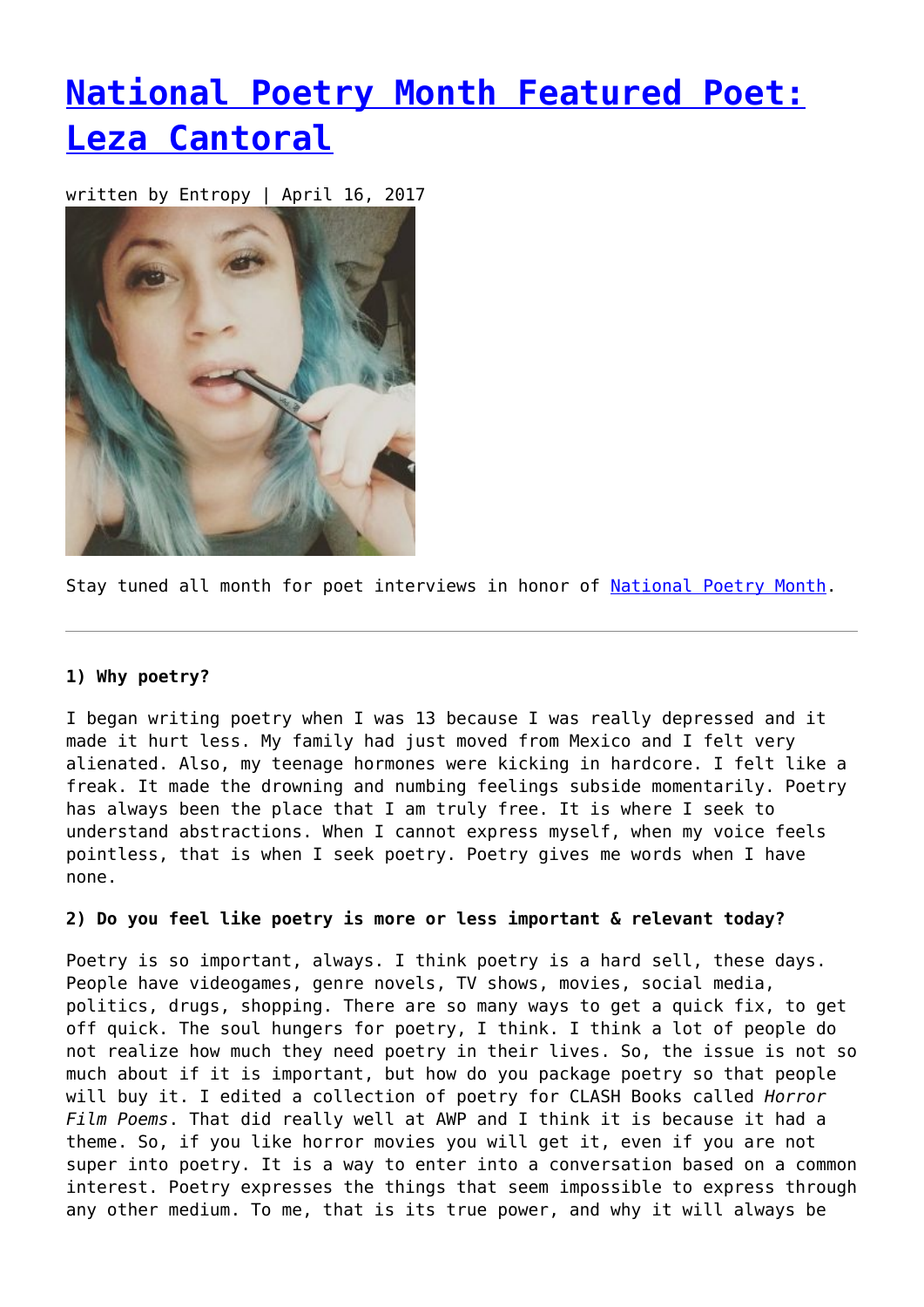# National Poetry Month Featured Poet: Leza Cantoral

written by Entropy | April 16, 2017

Stay tuned all month for poet interviews in honor of National Poetry Month.

---

**1) Why poetry?**

I began writing poetry when I was 13 because I was really depressed and it made it hurt less. My family had just moved from Mexico and I felt very alienated. Also, my teenage hormones were kicking in hardcore. I felt like a freak. It made the drowning and numbing feelings subside momentarily. Poetry has always been the place that I am truly free. It is where I seek to understand abstractions. When I cannot express myself, when my voice feels pointless, that is when I seek poetry. Poetry gives me words when I have none.

**2) Do you feel like poetry is more or less important & relevant today?**

Poetry is so important, always. I think poetry is a hard sell, these days. People have videogames, genre novels, TV shows, movies, social media, politics, drugs, shopping. There are so many ways to get a quick fix, to get off quick. The soul hungers for poetry, I think. I think a lot of people do not realize how much they need poetry in their lives. So, the issue is not so much about if it is important, but how do you package poetry so that people will buy it. I edited a collection of poetry for CLASH Books called *Horror Film Poems*. That did really well at AWP and I think it is because it had a theme. So, if you like horror movies you will get it, even if you are not super into poetry. It is a way to enter into a conversation based on a common interest. Poetry expresses the things that seem impossible to express through any other medium. To me, that is its true power, and why it will always be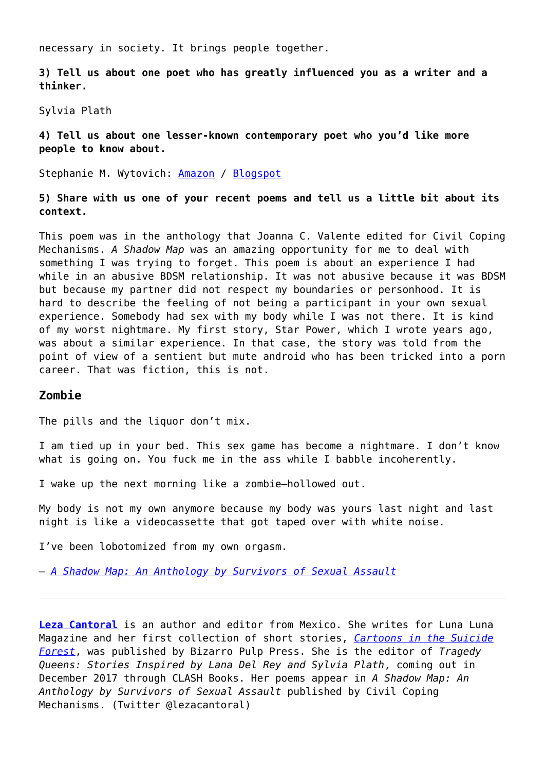necessary in society. It brings people together.

**3) Tell us about one poet who has greatly influenced you as a writer and a thinker.**

Sylvia Plath

**4) Tell us about one lesser-known contemporary poet who you'd like more people to know about.**

Stephanie M. Wytovich: [Amazon] / [Blogspot]

**5) Share with us one of your recent poems and tell us a little bit about its context.**

This poem was in the anthology that Joanna C. Valente edited for Civil Coping Mechanisms. *A Shadow Map* was an amazing opportunity for me to deal with something I was trying to forget. This poem is about an experience I had while in an abusive BDSM relationship. It was not abusive because it was BDSM but because my partner did not respect my boundaries or personhood. It is hard to describe the feeling of not being a participant in your own sexual experience. Somebody had sex with my body while I was not there. It is kind of my worst nightmare. My first story, Star Power, which I wrote years ago, was about a similar experience. In that case, the story was told from the point of view of a sentient but mute android who has been tricked into a porn career. That was fiction, this is not.

## Zombie

The pills and the liquor don't mix.

I am tied up in your bed. This sex game has become a nightmare. I don't know what is going on. You fuck me in the ass while I babble incoherently.

I wake up the next morning like a zombie—hollowed out.

My body is not my own anymore because my body was yours last night and last night is like a videocassette that got taped over with white noise.

I've been lobotomized from my own orgasm.

— *A Shadow Map: An Anthology by Survivors of Sexual Assault*

---

**Leza Cantoral** is an author and editor from Mexico. She writes for Luna Luna Magazine and her first collection of short stories, *Cartoons in the Suicide Forest*, was published by Bizarro Pulp Press. She is the editor of *Tragedy Queens: Stories Inspired by Lana Del Rey and Sylvia Plath*, coming out in December 2017 through CLASH Books. Her poems appear in *A Shadow Map: An Anthology by Survivors of Sexual Assault* published by Civil Coping Mechanisms. (Twitter @lezacantoral)